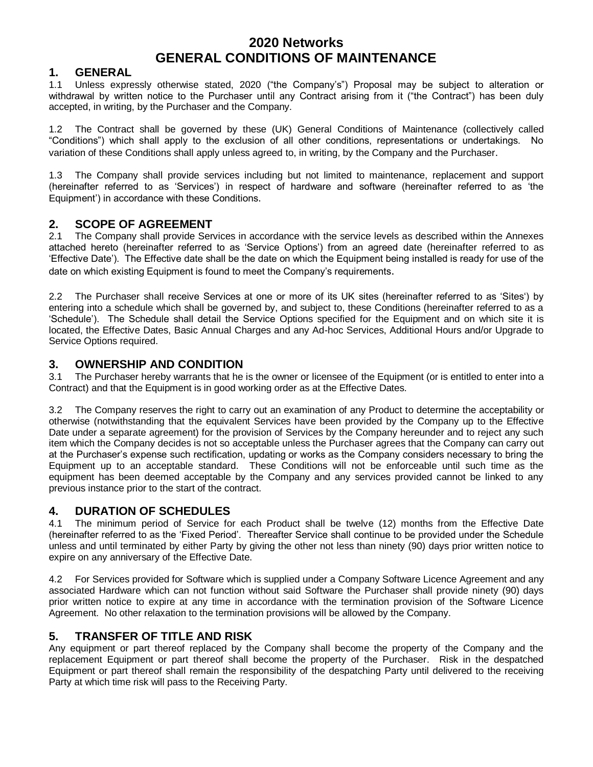# 2020 Networks
# GENERAL CONDITIONS OF MAINTENANCE

## 1. GENERAL

1.1 Unless expressly otherwise stated, 2020 ("the Company's") Proposal may be subject to alteration or withdrawal by written notice to the Purchaser until any Contract arising from it ("the Contract") has been duly accepted, in writing, by the Purchaser and the Company.

1.2 The Contract shall be governed by these (UK) General Conditions of Maintenance (collectively called "Conditions") which shall apply to the exclusion of all other conditions, representations or undertakings. No variation of these Conditions shall apply unless agreed to, in writing, by the Company and the Purchaser.

1.3 The Company shall provide services including but not limited to maintenance, replacement and support (hereinafter referred to as 'Services') in respect of hardware and software (hereinafter referred to as 'the Equipment') in accordance with these Conditions.

## 2. SCOPE OF AGREEMENT

2.1 The Company shall provide Services in accordance with the service levels as described within the Annexes attached hereto (hereinafter referred to as 'Service Options') from an agreed date (hereinafter referred to as 'Effective Date'). The Effective date shall be the date on which the Equipment being installed is ready for use of the date on which existing Equipment is found to meet the Company's requirements.

2.2 The Purchaser shall receive Services at one or more of its UK sites (hereinafter referred to as 'Sites') by entering into a schedule which shall be governed by, and subject to, these Conditions (hereinafter referred to as a 'Schedule'). The Schedule shall detail the Service Options specified for the Equipment and on which site it is located, the Effective Dates, Basic Annual Charges and any Ad-hoc Services, Additional Hours and/or Upgrade to Service Options required.

## 3. OWNERSHIP AND CONDITION

3.1 The Purchaser hereby warrants that he is the owner or licensee of the Equipment (or is entitled to enter into a Contract) and that the Equipment is in good working order as at the Effective Dates.

3.2 The Company reserves the right to carry out an examination of any Product to determine the acceptability or otherwise (notwithstanding that the equivalent Services have been provided by the Company up to the Effective Date under a separate agreement) for the provision of Services by the Company hereunder and to reject any such item which the Company decides is not so acceptable unless the Purchaser agrees that the Company can carry out at the Purchaser's expense such rectification, updating or works as the Company considers necessary to bring the Equipment up to an acceptable standard. These Conditions will not be enforceable until such time as the equipment has been deemed acceptable by the Company and any services provided cannot be linked to any previous instance prior to the start of the contract.

## 4. DURATION OF SCHEDULES

4.1 The minimum period of Service for each Product shall be twelve (12) months from the Effective Date (hereinafter referred to as the 'Fixed Period'. Thereafter Service shall continue to be provided under the Schedule unless and until terminated by either Party by giving the other not less than ninety (90) days prior written notice to expire on any anniversary of the Effective Date.

4.2 For Services provided for Software which is supplied under a Company Software Licence Agreement and any associated Hardware which can not function without said Software the Purchaser shall provide ninety (90) days prior written notice to expire at any time in accordance with the termination provision of the Software Licence Agreement. No other relaxation to the termination provisions will be allowed by the Company.

## 5. TRANSFER OF TITLE AND RISK

Any equipment or part thereof replaced by the Company shall become the property of the Company and the replacement Equipment or part thereof shall become the property of the Purchaser. Risk in the despatched Equipment or part thereof shall remain the responsibility of the despatching Party until delivered to the receiving Party at which time risk will pass to the Receiving Party.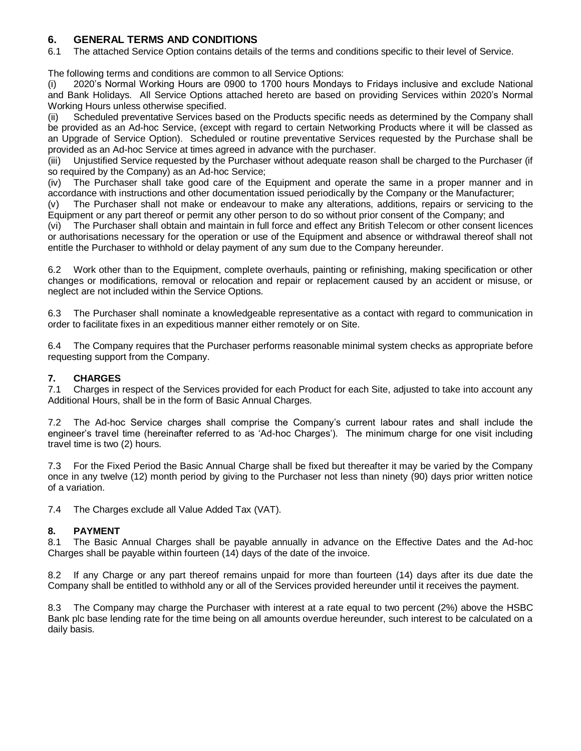## 6. GENERAL TERMS AND CONDITIONS

6.1 The attached Service Option contains details of the terms and conditions specific to their level of Service.

The following terms and conditions are common to all Service Options:

(i) 2020's Normal Working Hours are 0900 to 1700 hours Mondays to Fridays inclusive and exclude National and Bank Holidays. All Service Options attached hereto are based on providing Services within 2020's Normal Working Hours unless otherwise specified.

(ii) Scheduled preventative Services based on the Products specific needs as determined by the Company shall be provided as an Ad-hoc Service, (except with regard to certain Networking Products where it will be classed as an Upgrade of Service Option). Scheduled or routine preventative Services requested by the Purchase shall be provided as an Ad-hoc Service at times agreed in advance with the purchaser.

(iii) Unjustified Service requested by the Purchaser without adequate reason shall be charged to the Purchaser (if so required by the Company) as an Ad-hoc Service;

(iv) The Purchaser shall take good care of the Equipment and operate the same in a proper manner and in accordance with instructions and other documentation issued periodically by the Company or the Manufacturer;

(v) The Purchaser shall not make or endeavour to make any alterations, additions, repairs or servicing to the Equipment or any part thereof or permit any other person to do so without prior consent of the Company; and

(vi) The Purchaser shall obtain and maintain in full force and effect any British Telecom or other consent licences or authorisations necessary for the operation or use of the Equipment and absence or withdrawal thereof shall not entitle the Purchaser to withhold or delay payment of any sum due to the Company hereunder.

6.2 Work other than to the Equipment, complete overhauls, painting or refinishing, making specification or other changes or modifications, removal or relocation and repair or replacement caused by an accident or misuse, or neglect are not included within the Service Options.

6.3 The Purchaser shall nominate a knowledgeable representative as a contact with regard to communication in order to facilitate fixes in an expeditious manner either remotely or on Site.

6.4 The Company requires that the Purchaser performs reasonable minimal system checks as appropriate before requesting support from the Company.

## 7. CHARGES

7.1 Charges in respect of the Services provided for each Product for each Site, adjusted to take into account any Additional Hours, shall be in the form of Basic Annual Charges.

7.2 The Ad-hoc Service charges shall comprise the Company's current labour rates and shall include the engineer's travel time (hereinafter referred to as 'Ad-hoc Charges'). The minimum charge for one visit including travel time is two (2) hours.

7.3 For the Fixed Period the Basic Annual Charge shall be fixed but thereafter it may be varied by the Company once in any twelve (12) month period by giving to the Purchaser not less than ninety (90) days prior written notice of a variation.

7.4 The Charges exclude all Value Added Tax (VAT).

## 8. PAYMENT

8.1 The Basic Annual Charges shall be payable annually in advance on the Effective Dates and the Ad-hoc Charges shall be payable within fourteen (14) days of the date of the invoice.

8.2 If any Charge or any part thereof remains unpaid for more than fourteen (14) days after its due date the Company shall be entitled to withhold any or all of the Services provided hereunder until it receives the payment.

8.3 The Company may charge the Purchaser with interest at a rate equal to two percent (2%) above the HSBC Bank plc base lending rate for the time being on all amounts overdue hereunder, such interest to be calculated on a daily basis.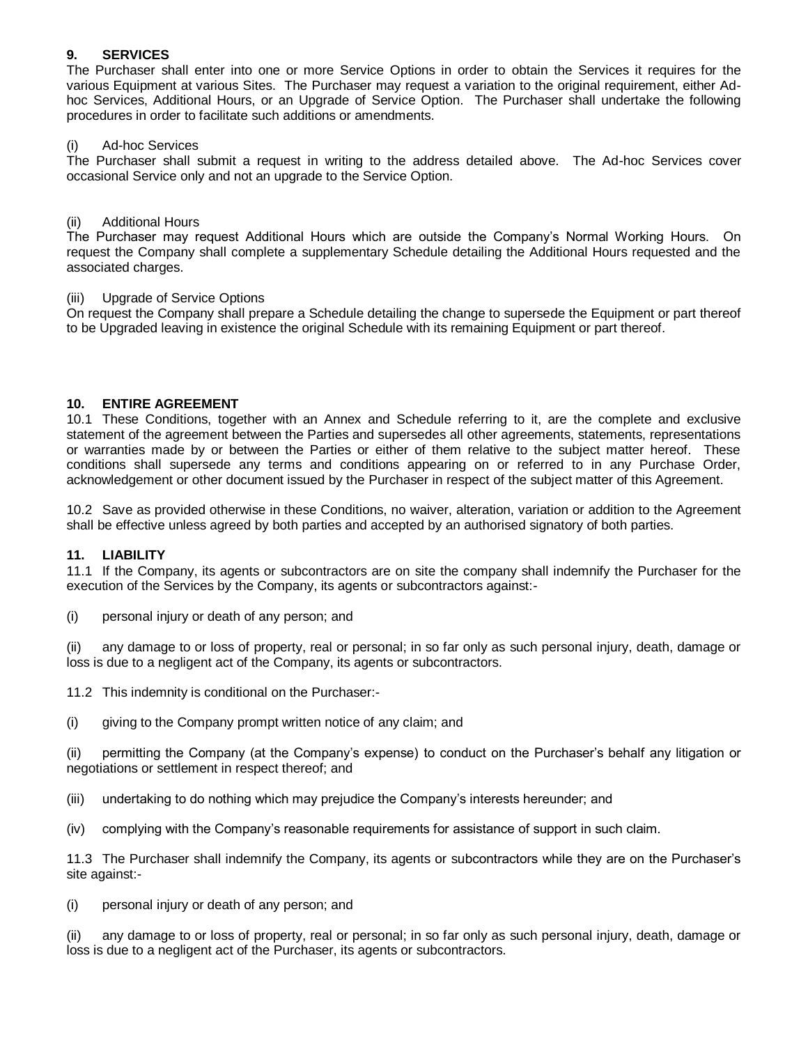## 9. SERVICES

The Purchaser shall enter into one or more Service Options in order to obtain the Services it requires for the various Equipment at various Sites. The Purchaser may request a variation to the original requirement, either Ad-hoc Services, Additional Hours, or an Upgrade of Service Option. The Purchaser shall undertake the following procedures in order to facilitate such additions or amendments.

(i) Ad-hoc Services

The Purchaser shall submit a request in writing to the address detailed above. The Ad-hoc Services cover occasional Service only and not an upgrade to the Service Option.

(ii) Additional Hours

The Purchaser may request Additional Hours which are outside the Company's Normal Working Hours. On request the Company shall complete a supplementary Schedule detailing the Additional Hours requested and the associated charges.

(iii) Upgrade of Service Options

On request the Company shall prepare a Schedule detailing the change to supersede the Equipment or part thereof to be Upgraded leaving in existence the original Schedule with its remaining Equipment or part thereof.

## 10. ENTIRE AGREEMENT

10.1 These Conditions, together with an Annex and Schedule referring to it, are the complete and exclusive statement of the agreement between the Parties and supersedes all other agreements, statements, representations or warranties made by or between the Parties or either of them relative to the subject matter hereof. These conditions shall supersede any terms and conditions appearing on or referred to in any Purchase Order, acknowledgement or other document issued by the Purchaser in respect of the subject matter of this Agreement.

10.2 Save as provided otherwise in these Conditions, no waiver, alteration, variation or addition to the Agreement shall be effective unless agreed by both parties and accepted by an authorised signatory of both parties.

## 11. LIABILITY

11.1 If the Company, its agents or subcontractors are on site the company shall indemnify the Purchaser for the execution of the Services by the Company, its agents or subcontractors against:-

(i) personal injury or death of any person; and

(ii) any damage to or loss of property, real or personal; in so far only as such personal injury, death, damage or loss is due to a negligent act of the Company, its agents or subcontractors.

11.2 This indemnity is conditional on the Purchaser:-

(i) giving to the Company prompt written notice of any claim; and

(ii) permitting the Company (at the Company's expense) to conduct on the Purchaser's behalf any litigation or negotiations or settlement in respect thereof; and

(iii) undertaking to do nothing which may prejudice the Company's interests hereunder; and

(iv) complying with the Company's reasonable requirements for assistance of support in such claim.

11.3 The Purchaser shall indemnify the Company, its agents or subcontractors while they are on the Purchaser's site against:-

(i) personal injury or death of any person; and

(ii) any damage to or loss of property, real or personal; in so far only as such personal injury, death, damage or loss is due to a negligent act of the Purchaser, its agents or subcontractors.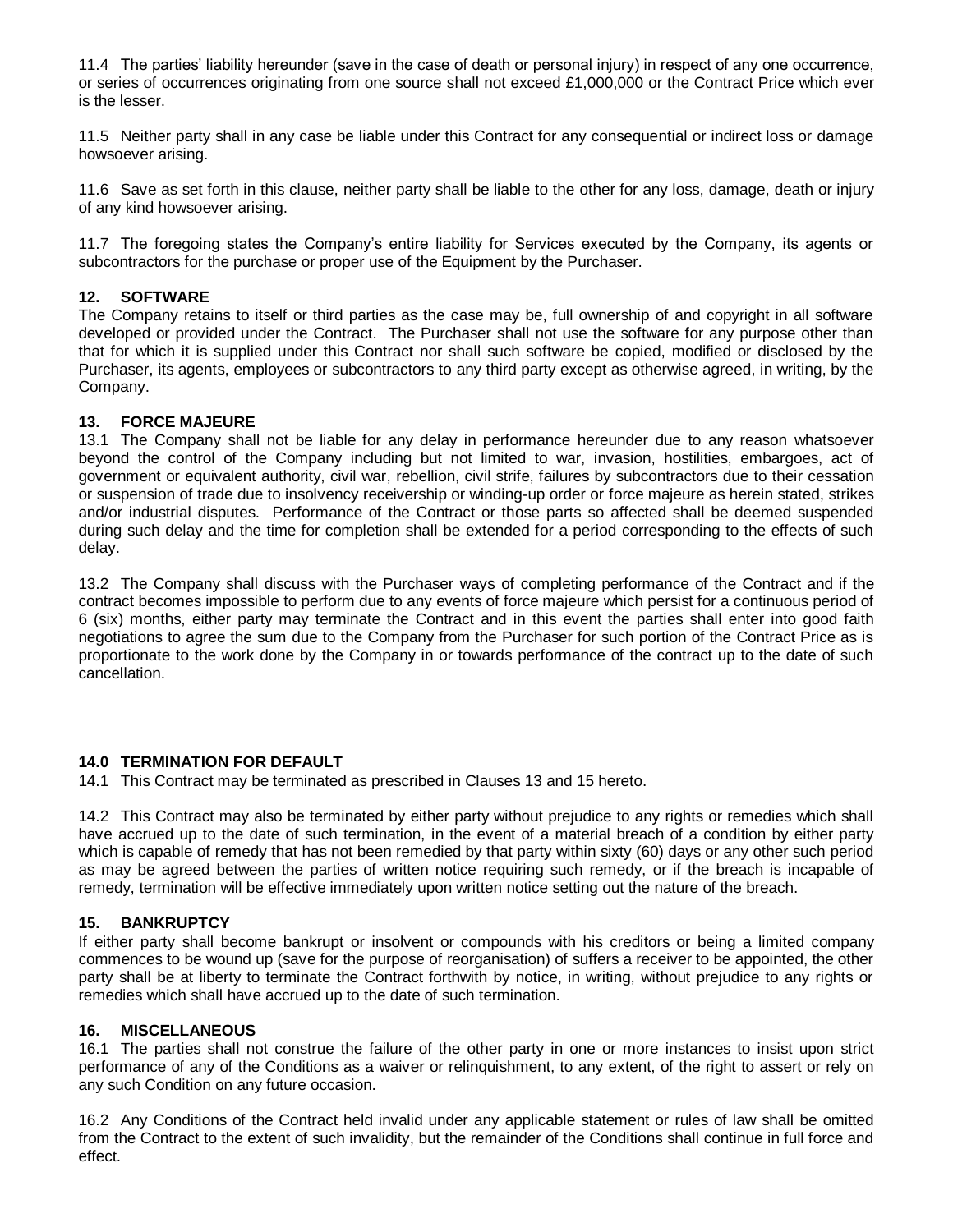11.4 The parties' liability hereunder (save in the case of death or personal injury) in respect of any one occurrence, or series of occurrences originating from one source shall not exceed £1,000,000 or the Contract Price which ever is the lesser.

11.5 Neither party shall in any case be liable under this Contract for any consequential or indirect loss or damage howsoever arising.

11.6 Save as set forth in this clause, neither party shall be liable to the other for any loss, damage, death or injury of any kind howsoever arising.

11.7 The foregoing states the Company's entire liability for Services executed by the Company, its agents or subcontractors for the purchase or proper use of the Equipment by the Purchaser.

**12. SOFTWARE**

The Company retains to itself or third parties as the case may be, full ownership of and copyright in all software developed or provided under the Contract. The Purchaser shall not use the software for any purpose other than that for which it is supplied under this Contract nor shall such software be copied, modified or disclosed by the Purchaser, its agents, employees or subcontractors to any third party except as otherwise agreed, in writing, by the Company.

**13. FORCE MAJEURE**

13.1 The Company shall not be liable for any delay in performance hereunder due to any reason whatsoever beyond the control of the Company including but not limited to war, invasion, hostilities, embargoes, act of government or equivalent authority, civil war, rebellion, civil strife, failures by subcontractors due to their cessation or suspension of trade due to insolvency receivership or winding-up order or force majeure as herein stated, strikes and/or industrial disputes. Performance of the Contract or those parts so affected shall be deemed suspended during such delay and the time for completion shall be extended for a period corresponding to the effects of such delay.

13.2 The Company shall discuss with the Purchaser ways of completing performance of the Contract and if the contract becomes impossible to perform due to any events of force majeure which persist for a continuous period of 6 (six) months, either party may terminate the Contract and in this event the parties shall enter into good faith negotiations to agree the sum due to the Company from the Purchaser for such portion of the Contract Price as is proportionate to the work done by the Company in or towards performance of the contract up to the date of such cancellation.

**14.0 TERMINATION FOR DEFAULT**

14.1 This Contract may be terminated as prescribed in Clauses 13 and 15 hereto.

14.2 This Contract may also be terminated by either party without prejudice to any rights or remedies which shall have accrued up to the date of such termination, in the event of a material breach of a condition by either party which is capable of remedy that has not been remedied by that party within sixty (60) days or any other such period as may be agreed between the parties of written notice requiring such remedy, or if the breach is incapable of remedy, termination will be effective immediately upon written notice setting out the nature of the breach.

**15. BANKRUPTCY**

If either party shall become bankrupt or insolvent or compounds with his creditors or being a limited company commences to be wound up (save for the purpose of reorganisation) of suffers a receiver to be appointed, the other party shall be at liberty to terminate the Contract forthwith by notice, in writing, without prejudice to any rights or remedies which shall have accrued up to the date of such termination.

**16. MISCELLANEOUS**

16.1 The parties shall not construe the failure of the other party in one or more instances to insist upon strict performance of any of the Conditions as a waiver or relinquishment, to any extent, of the right to assert or rely on any such Condition on any future occasion.

16.2 Any Conditions of the Contract held invalid under any applicable statement or rules of law shall be omitted from the Contract to the extent of such invalidity, but the remainder of the Conditions shall continue in full force and effect.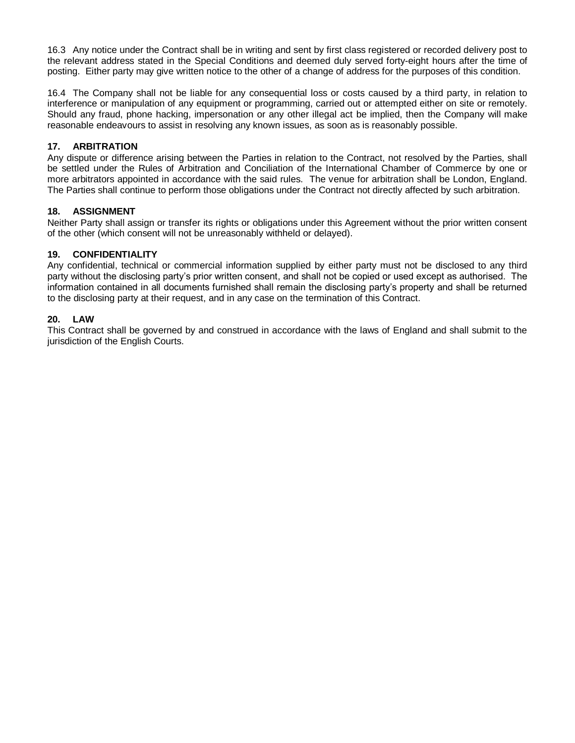16.3 Any notice under the Contract shall be in writing and sent by first class registered or recorded delivery post to the relevant address stated in the Special Conditions and deemed duly served forty-eight hours after the time of posting. Either party may give written notice to the other of a change of address for the purposes of this condition.

16.4 The Company shall not be liable for any consequential loss or costs caused by a third party, in relation to interference or manipulation of any equipment or programming, carried out or attempted either on site or remotely. Should any fraud, phone hacking, impersonation or any other illegal act be implied, then the Company will make reasonable endeavours to assist in resolving any known issues, as soon as is reasonably possible.

### 17. ARBITRATION

Any dispute or difference arising between the Parties in relation to the Contract, not resolved by the Parties, shall be settled under the Rules of Arbitration and Conciliation of the International Chamber of Commerce by one or more arbitrators appointed in accordance with the said rules. The venue for arbitration shall be London, England. The Parties shall continue to perform those obligations under the Contract not directly affected by such arbitration.

### 18. ASSIGNMENT

Neither Party shall assign or transfer its rights or obligations under this Agreement without the prior written consent of the other (which consent will not be unreasonably withheld or delayed).

### 19. CONFIDENTIALITY

Any confidential, technical or commercial information supplied by either party must not be disclosed to any third party without the disclosing party's prior written consent, and shall not be copied or used except as authorised. The information contained in all documents furnished shall remain the disclosing party's property and shall be returned to the disclosing party at their request, and in any case on the termination of this Contract.

### 20. LAW

This Contract shall be governed by and construed in accordance with the laws of England and shall submit to the jurisdiction of the English Courts.